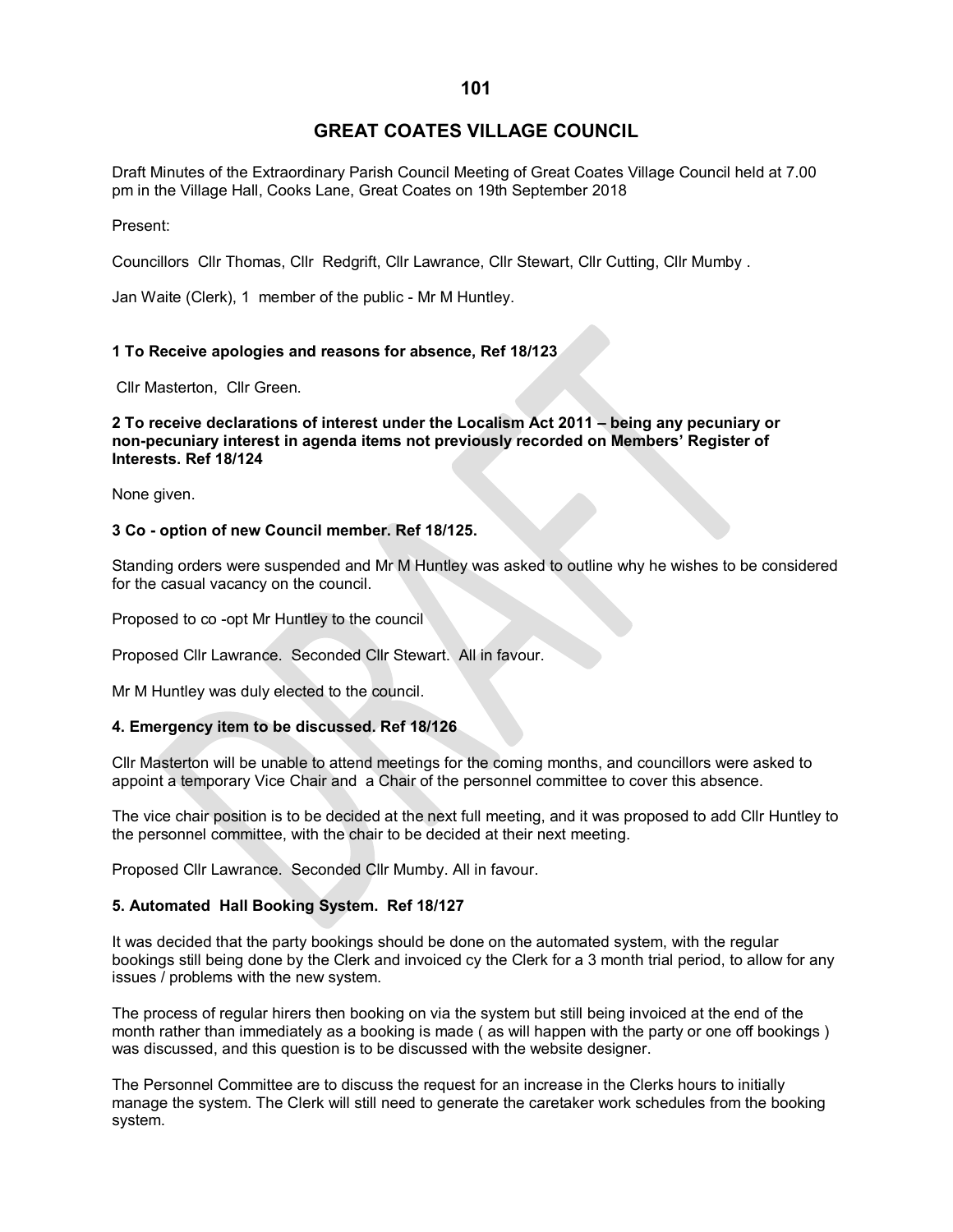# GREAT COATES VILLAGE COUNCIL

Draft Minutes of the Extraordinary Parish Council Meeting of Great Coates Village Council held at 7.00 pm in the Village Hall, Cooks Lane, Great Coates on 19th September 2018

Present:

Councillors Cllr Thomas, Cllr Redgrift, Cllr Lawrance, Cllr Stewart, Cllr Cutting, Cllr Mumby .

Jan Waite (Clerk), 1 member of the public - Mr M Huntley.

**1 To Receive apologies and reasons for absence, Ref 18/123**

Cllr Masterton, Cllr Green.

**2 To receive declarations of interest under the Localism Act 2011 – being any pecuniary or non-pecuniary interest in agenda items not previously recorded on Members' Register of Interests. Ref 18/124**

None given.

**3 Co - option of new Council member. Ref 18/125.**

Standing orders were suspended and Mr M Huntley was asked to outline why he wishes to be considered for the casual vacancy on the council.

Proposed to co -opt Mr Huntley to the council

Proposed Cllr Lawrance. Seconded Cllr Stewart. All in favour.

Mr M Huntley was duly elected to the council.

**4. Emergency item to be discussed. Ref 18/126**

Cllr Masterton will be unable to attend meetings for the coming months, and councillors were asked to appoint a temporary Vice Chair and a Chair of the personnel committee to cover this absence.

The vice chair position is to be decided at the next full meeting, and it was proposed to add Cllr Huntley to the personnel committee, with the chair to be decided at their next meeting.

Proposed Cllr Lawrance. Seconded Cllr Mumby. All in favour.

**5. Automated Hall Booking System. Ref 18/127**

It was decided that the party bookings should be done on the automated system, with the regular bookings still being done by the Clerk and invoiced cy the Clerk for a 3 month trial period, to allow for any issues / problems with the new system.

The process of regular hirers then booking on via the system but still being invoiced at the end of the month rather than immediately as a booking is made ( as will happen with the party or one off bookings ) was discussed, and this question is to be discussed with the website designer.

The Personnel Committee are to discuss the request for an increase in the Clerks hours to initially manage the system. The Clerk will still need to generate the caretaker work schedules from the booking system.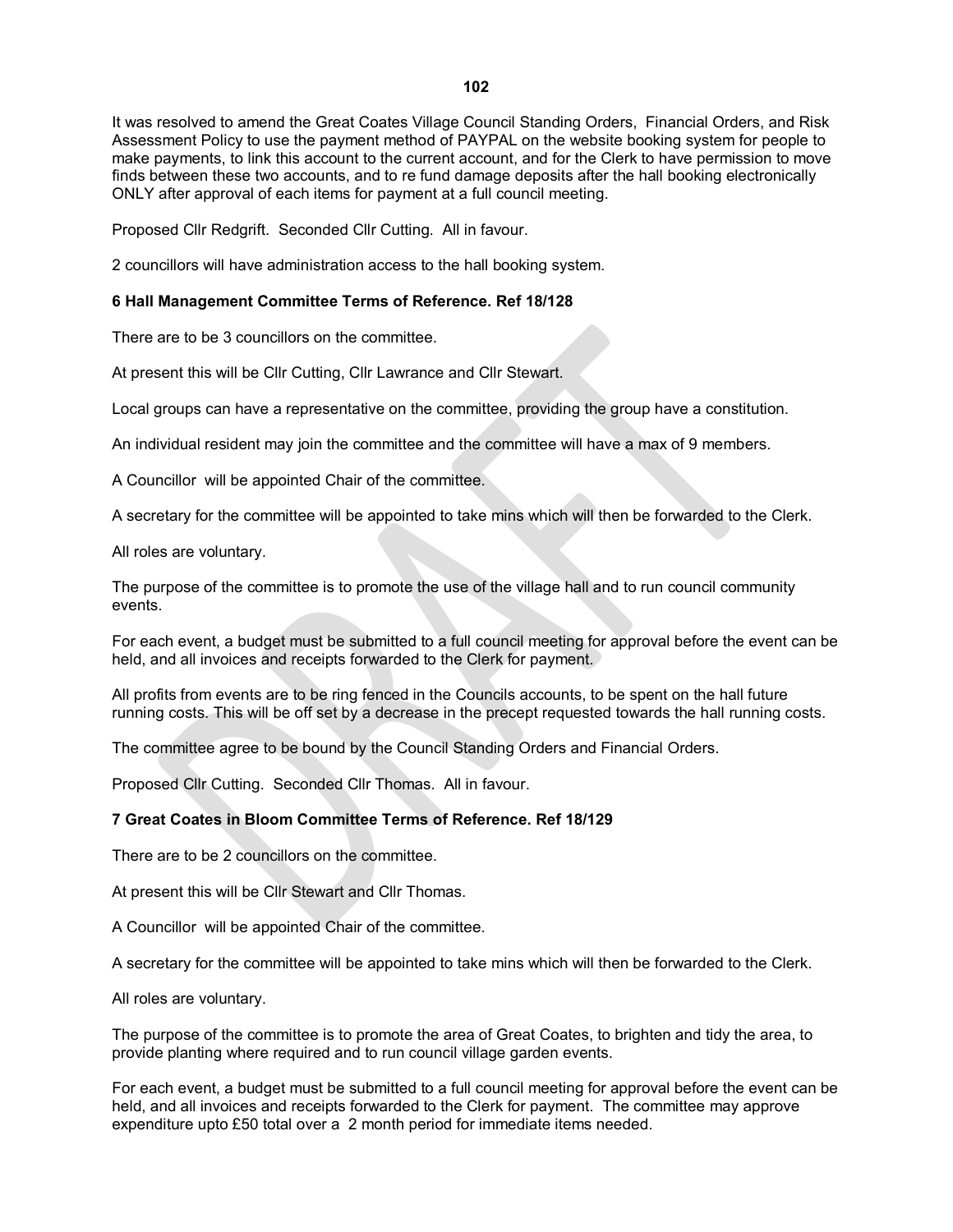It was resolved to amend the Great Coates Village Council Standing Orders, Financial Orders, and Risk Assessment Policy to use the payment method of PAYPAL on the website booking system for people to make payments, to link this account to the current account, and for the Clerk to have permission to move finds between these two accounts, and to re fund damage deposits after the hall booking electronically ONLY after approval of each items for payment at a full council meeting.

Proposed Cllr Redgrift. Seconded Cllr Cutting. All in favour.

2 councillors will have administration access to the hall booking system.

**6 Hall Management Committee Terms of Reference. Ref 18/128**

There are to be 3 councillors on the committee.

At present this will be Cllr Cutting, Cllr Lawrance and Cllr Stewart.

Local groups can have a representative on the committee, providing the group have a constitution.

An individual resident may join the committee and the committee will have a max of 9 members.

A Councillor will be appointed Chair of the committee.

A secretary for the committee will be appointed to take mins which will then be forwarded to the Clerk.

All roles are voluntary.

The purpose of the committee is to promote the use of the village hall and to run council community events.

For each event, a budget must be submitted to a full council meeting for approval before the event can be held, and all invoices and receipts forwarded to the Clerk for payment.

All profits from events are to be ring fenced in the Councils accounts, to be spent on the hall future running costs. This will be off set by a decrease in the precept requested towards the hall running costs.

The committee agree to be bound by the Council Standing Orders and Financial Orders.

Proposed Cllr Cutting. Seconded Cllr Thomas. All in favour.

**7 Great Coates in Bloom Committee Terms of Reference. Ref 18/129**

There are to be 2 councillors on the committee.

At present this will be Cllr Stewart and Cllr Thomas.

A Councillor will be appointed Chair of the committee.

A secretary for the committee will be appointed to take mins which will then be forwarded to the Clerk.

All roles are voluntary.

The purpose of the committee is to promote the area of Great Coates, to brighten and tidy the area, to provide planting where required and to run council village garden events.

For each event, a budget must be submitted to a full council meeting for approval before the event can be held, and all invoices and receipts forwarded to the Clerk for payment. The committee may approve expenditure upto £50 total over a 2 month period for immediate items needed.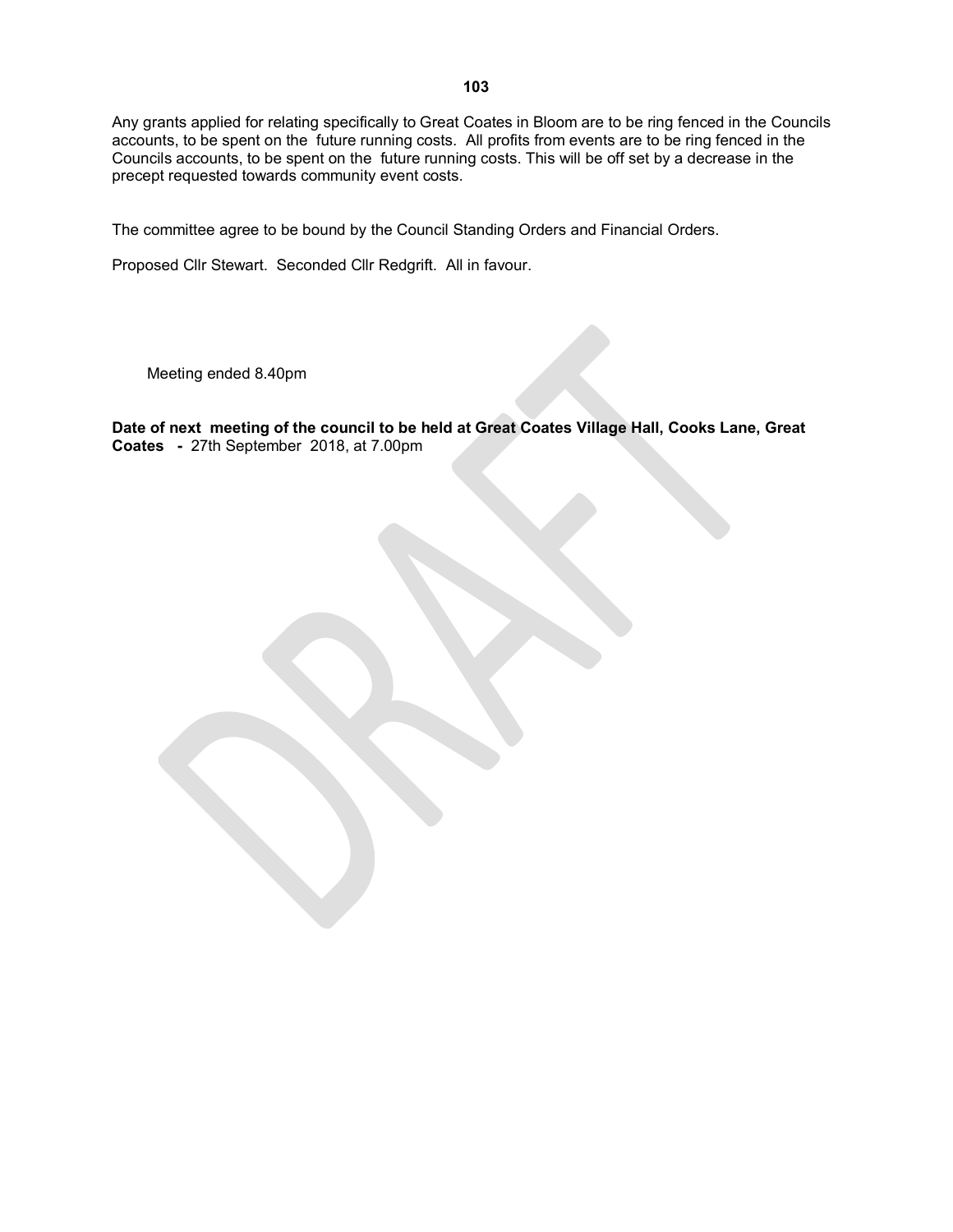Any grants applied for relating specifically to Great Coates in Bloom are to be ring fenced in the Councils accounts, to be spent on the future running costs. All profits from events are to be ring fenced in the Councils accounts, to be spent on the future running costs. This will be off set by a decrease in the precept requested towards community event costs.

The committee agree to be bound by the Council Standing Orders and Financial Orders.

Proposed Cllr Stewart. Seconded Cllr Redgrift. All in favour.

Meeting ended 8.40pm

**Date of next meeting of the council to be held at Great Coates Village Hall, Cooks Lane, Great Coates -** 27th September 2018, at 7.00pm